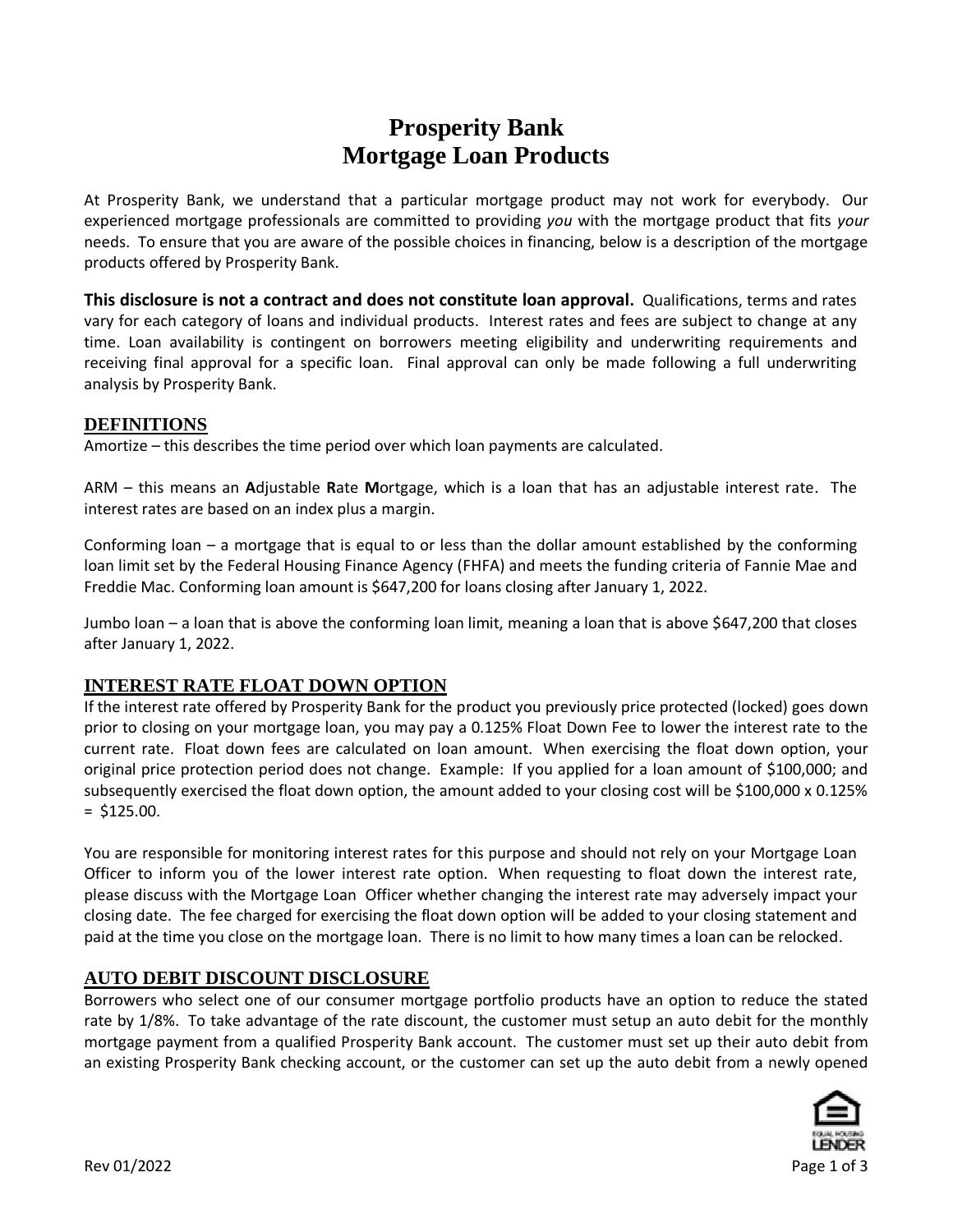# Prosperity Bank
# Mortgage Loan Products

At Prosperity Bank, we understand that a particular mortgage product may not work for everybody. Our experienced mortgage professionals are committed to providing *you* with the mortgage product that fits *your* needs. To ensure that you are aware of the possible choices in financing, below is a description of the mortgage products offered by Prosperity Bank.

**This disclosure is not a contract and does not constitute loan approval.** Qualifications, terms and rates vary for each category of loans and individual products. Interest rates and fees are subject to change at any time. Loan availability is contingent on borrowers meeting eligibility and underwriting requirements and receiving final approval for a specific loan. Final approval can only be made following a full underwriting analysis by Prosperity Bank.

## DEFINITIONS

Amortize – this describes the time period over which loan payments are calculated.

ARM – this means an **A**djustable **R**ate **M**ortgage, which is a loan that has an adjustable interest rate. The interest rates are based on an index plus a margin.

Conforming loan – a mortgage that is equal to or less than the dollar amount established by the conforming loan limit set by the Federal Housing Finance Agency (FHFA) and meets the funding criteria of Fannie Mae and Freddie Mac. Conforming loan amount is $647,200 for loans closing after January 1, 2022.

Jumbo loan – a loan that is above the conforming loan limit, meaning a loan that is above $647,200 that closes after January 1, 2022.

## INTEREST RATE FLOAT DOWN OPTION

If the interest rate offered by Prosperity Bank for the product you previously price protected (locked) goes down prior to closing on your mortgage loan, you may pay a 0.125% Float Down Fee to lower the interest rate to the current rate. Float down fees are calculated on loan amount. When exercising the float down option, your original price protection period does not change. Example: If you applied for a loan amount of $100,000; and subsequently exercised the float down option, the amount added to your closing cost will be $100,000 x 0.125% = $125.00.

You are responsible for monitoring interest rates for this purpose and should not rely on your Mortgage Loan Officer to inform you of the lower interest rate option. When requesting to float down the interest rate, please discuss with the Mortgage Loan Officer whether changing the interest rate may adversely impact your closing date. The fee charged for exercising the float down option will be added to your closing statement and paid at the time you close on the mortgage loan. There is no limit to how many times a loan can be relocked.

## AUTO DEBIT DISCOUNT DISCLOSURE

Borrowers who select one of our consumer mortgage portfolio products have an option to reduce the stated rate by 1/8%. To take advantage of the rate discount, the customer must setup an auto debit for the monthly mortgage payment from a qualified Prosperity Bank account. The customer must set up their auto debit from an existing Prosperity Bank checking account, or the customer can set up the auto debit from a newly opened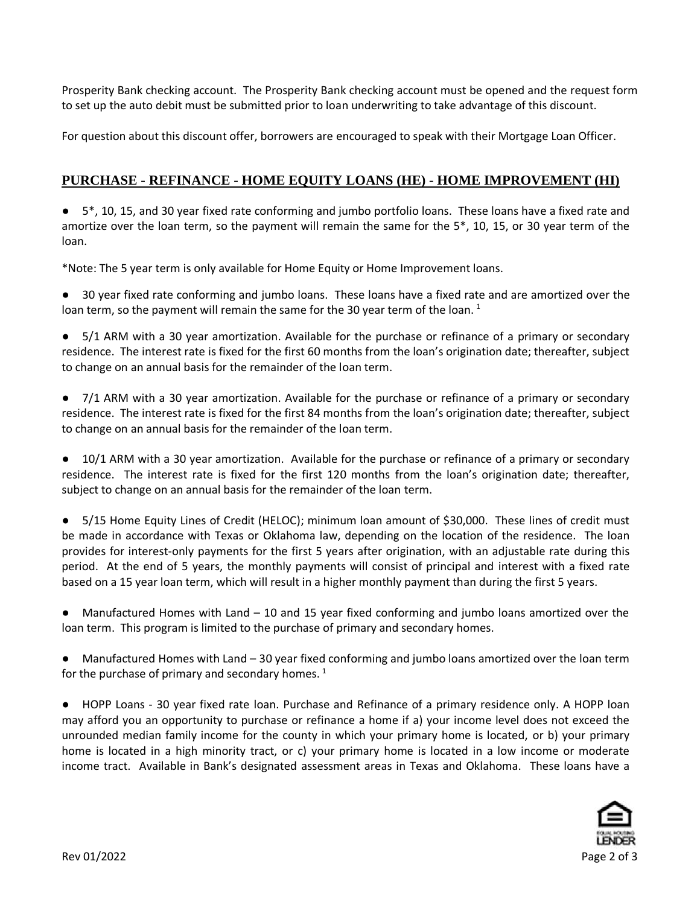Prosperity Bank checking account. The Prosperity Bank checking account must be opened and the request form to set up the auto debit must be submitted prior to loan underwriting to take advantage of this discount.

For question about this discount offer, borrowers are encouraged to speak with their Mortgage Loan Officer.

## PURCHASE - REFINANCE - HOME EQUITY LOANS (HE) - HOME IMPROVEMENT (HI)

● 5*, 10, 15, and 30 year fixed rate conforming and jumbo portfolio loans. These loans have a fixed rate and amortize over the loan term, so the payment will remain the same for the 5*, 10, 15, or 30 year term of the loan.

*Note: The 5 year term is only available for Home Equity or Home Improvement loans.

● 30 year fixed rate conforming and jumbo loans. These loans have a fixed rate and are amortized over the loan term, so the payment will remain the same for the 30 year term of the loan. [1]

● 5/1 ARM with a 30 year amortization. Available for the purchase or refinance of a primary or secondary residence. The interest rate is fixed for the first 60 months from the loan's origination date; thereafter, subject to change on an annual basis for the remainder of the loan term.

● 7/1 ARM with a 30 year amortization. Available for the purchase or refinance of a primary or secondary residence. The interest rate is fixed for the first 84 months from the loan's origination date; thereafter, subject to change on an annual basis for the remainder of the loan term.

● 10/1 ARM with a 30 year amortization. Available for the purchase or refinance of a primary or secondary residence. The interest rate is fixed for the first 120 months from the loan's origination date; thereafter, subject to change on an annual basis for the remainder of the loan term.

● 5/15 Home Equity Lines of Credit (HELOC); minimum loan amount of $30,000. These lines of credit must be made in accordance with Texas or Oklahoma law, depending on the location of the residence. The loan provides for interest-only payments for the first 5 years after origination, with an adjustable rate during this period. At the end of 5 years, the monthly payments will consist of principal and interest with a fixed rate based on a 15 year loan term, which will result in a higher monthly payment than during the first 5 years.

● Manufactured Homes with Land – 10 and 15 year fixed conforming and jumbo loans amortized over the loan term. This program is limited to the purchase of primary and secondary homes.

● Manufactured Homes with Land – 30 year fixed conforming and jumbo loans amortized over the loan term for the purchase of primary and secondary homes. [1]

● HOPP Loans - 30 year fixed rate loan. Purchase and Refinance of a primary residence only. A HOPP loan may afford you an opportunity to purchase or refinance a home if a) your income level does not exceed the unrounded median family income for the county in which your primary home is located, or b) your primary home is located in a high minority tract, or c) your primary home is located in a low income or moderate income tract. Available in Bank's designated assessment areas in Texas and Oklahoma. These loans have a

Rev 01/2022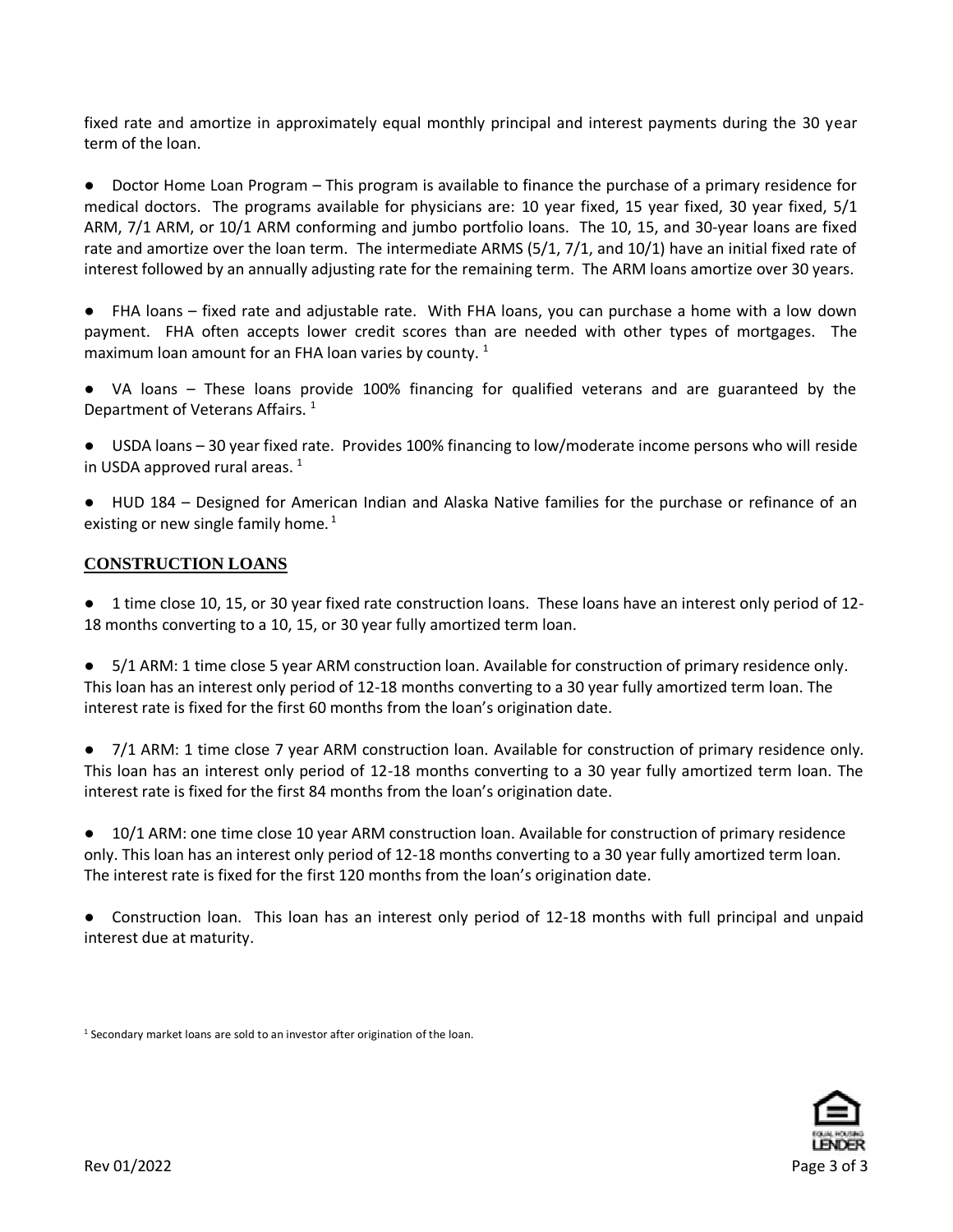fixed rate and amortize in approximately equal monthly principal and interest payments during the 30 year term of the loan.

- Doctor Home Loan Program – This program is available to finance the purchase of a primary residence for medical doctors. The programs available for physicians are: 10 year fixed, 15 year fixed, 30 year fixed, 5/1 ARM, 7/1 ARM, or 10/1 ARM conforming and jumbo portfolio loans. The 10, 15, and 30-year loans are fixed rate and amortize over the loan term. The intermediate ARMS (5/1, 7/1, and 10/1) have an initial fixed rate of interest followed by an annually adjusting rate for the remaining term. The ARM loans amortize over 30 years.

- FHA loans – fixed rate and adjustable rate. With FHA loans, you can purchase a home with a low down payment. FHA often accepts lower credit scores than are needed with other types of mortgages. The maximum loan amount for an FHA loan varies by county. [1]

- VA loans – These loans provide 100% financing for qualified veterans and are guaranteed by the Department of Veterans Affairs. [1]

- USDA loans – 30 year fixed rate. Provides 100% financing to low/moderate income persons who will reside in USDA approved rural areas. [1]

- HUD 184 – Designed for American Indian and Alaska Native families for the purchase or refinance of an existing or new single family home. [1]

## CONSTRUCTION LOANS

- 1 time close 10, 15, or 30 year fixed rate construction loans. These loans have an interest only period of 12-18 months converting to a 10, 15, or 30 year fully amortized term loan.

- 5/1 ARM: 1 time close 5 year ARM construction loan. Available for construction of primary residence only. This loan has an interest only period of 12-18 months converting to a 30 year fully amortized term loan. The interest rate is fixed for the first 60 months from the loan's origination date.

- 7/1 ARM: 1 time close 7 year ARM construction loan. Available for construction of primary residence only. This loan has an interest only period of 12-18 months converting to a 30 year fully amortized term loan. The interest rate is fixed for the first 84 months from the loan's origination date.

- 10/1 ARM: one time close 10 year ARM construction loan. Available for construction of primary residence only. This loan has an interest only period of 12-18 months converting to a 30 year fully amortized term loan. The interest rate is fixed for the first 120 months from the loan's origination date.

- Construction loan. This loan has an interest only period of 12-18 months with full principal and unpaid interest due at maturity.

[1] Secondary market loans are sold to an investor after origination of the loan.

Rev 01/2022